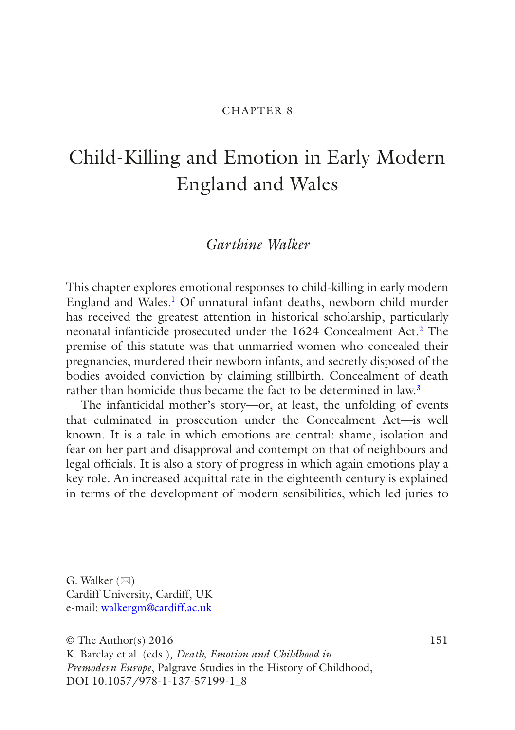CHAPTER 8

# Child-Killing and Emotion in Early Modern England and Wales

*Garthine Walker*

This chapter explores emotional responses to child-killing in early modern England and Wales.[1] Of unnatural infant deaths, newborn child murder has received the greatest attention in historical scholarship, particularly neonatal infanticide prosecuted under the 1624 Concealment Act.[2] The premise of this statute was that unmarried women who concealed their pregnancies, murdered their newborn infants, and secretly disposed of the bodies avoided conviction by claiming stillbirth. Concealment of death rather than homicide thus became the fact to be determined in law.[3]

The infanticidal mother's story—or, at least, the unfolding of events that culminated in prosecution under the Concealment Act—is well known. It is a tale in which emotions are central: shame, isolation and fear on her part and disapproval and contempt on that of neighbours and legal officials. It is also a story of progress in which again emotions play a key role. An increased acquittal rate in the eighteenth century is explained in terms of the development of modern sensibilities, which led juries to

---

G. Walker (✉)
Cardiff University, Cardiff, UK
e-mail: walkergm@cardiff.ac.uk

© The Author(s) 2016
K. Barclay et al. (eds.), *Death, Emotion and Childhood in Premodern Europe*, Palgrave Studies in the History of Childhood, DOI 10.1057/978-1-137-57199-1_8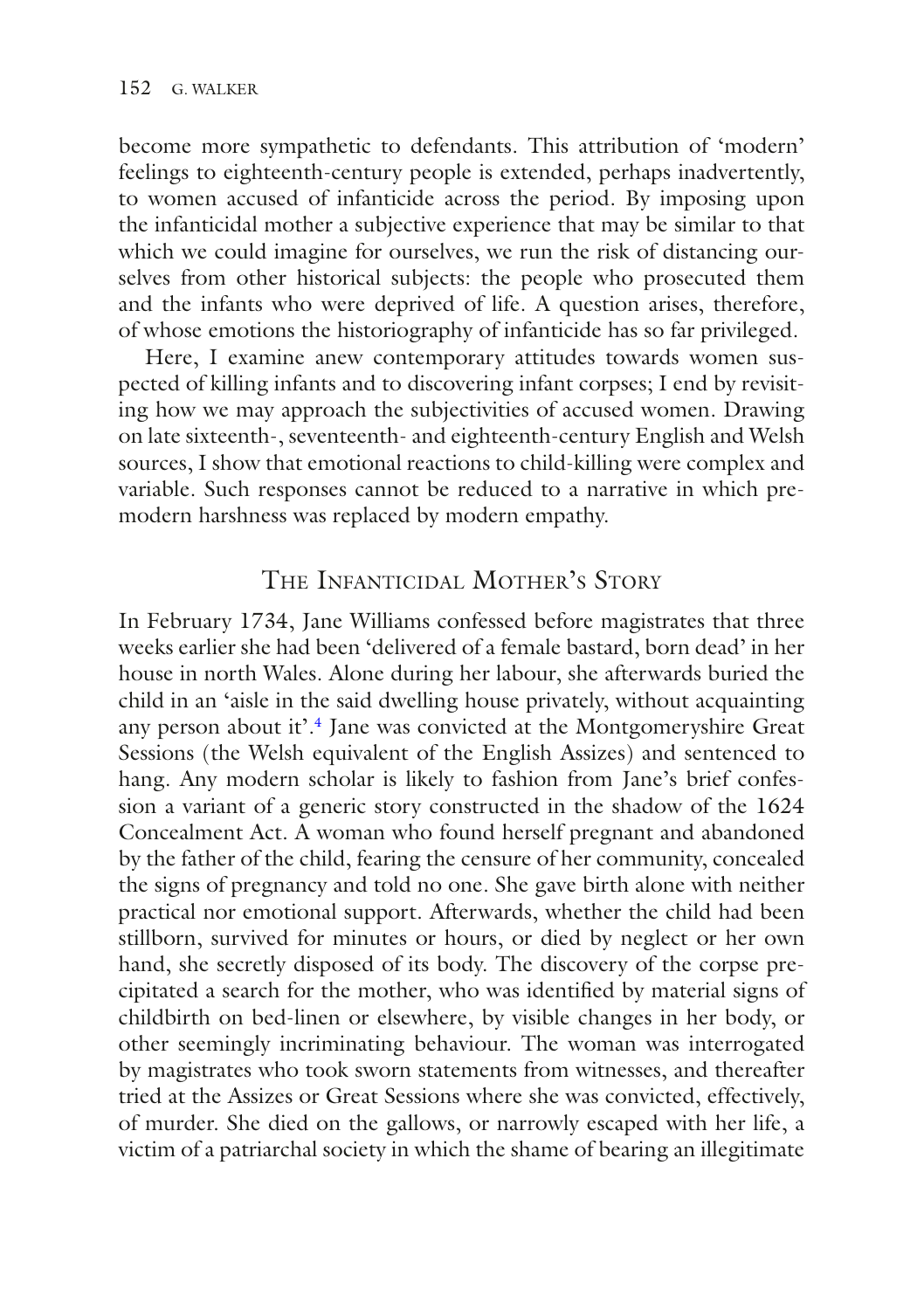become more sympathetic to defendants. This attribution of 'modern' feelings to eighteenth-century people is extended, perhaps inadvertently, to women accused of infanticide across the period. By imposing upon the infanticidal mother a subjective experience that may be similar to that which we could imagine for ourselves, we run the risk of distancing ourselves from other historical subjects: the people who prosecuted them and the infants who were deprived of life. A question arises, therefore, of whose emotions the historiography of infanticide has so far privileged.

Here, I examine anew contemporary attitudes towards women suspected of killing infants and to discovering infant corpses; I end by revisiting how we may approach the subjectivities of accused women. Drawing on late sixteenth-, seventeenth- and eighteenth-century English and Welsh sources, I show that emotional reactions to child-killing were complex and variable. Such responses cannot be reduced to a narrative in which premodern harshness was replaced by modern empathy.

## The Infanticidal Mother's Story

In February 1734, Jane Williams confessed before magistrates that three weeks earlier she had been 'delivered of a female bastard, born dead' in her house in north Wales. Alone during her labour, she afterwards buried the child in an 'aisle in the said dwelling house privately, without acquainting any person about it'.[4] Jane was convicted at the Montgomeryshire Great Sessions (the Welsh equivalent of the English Assizes) and sentenced to hang. Any modern scholar is likely to fashion from Jane's brief confession a variant of a generic story constructed in the shadow of the 1624 Concealment Act. A woman who found herself pregnant and abandoned by the father of the child, fearing the censure of her community, concealed the signs of pregnancy and told no one. She gave birth alone with neither practical nor emotional support. Afterwards, whether the child had been stillborn, survived for minutes or hours, or died by neglect or her own hand, she secretly disposed of its body. The discovery of the corpse precipitated a search for the mother, who was identified by material signs of childbirth on bed-linen or elsewhere, by visible changes in her body, or other seemingly incriminating behaviour. The woman was interrogated by magistrates who took sworn statements from witnesses, and thereafter tried at the Assizes or Great Sessions where she was convicted, effectively, of murder. She died on the gallows, or narrowly escaped with her life, a victim of a patriarchal society in which the shame of bearing an illegitimate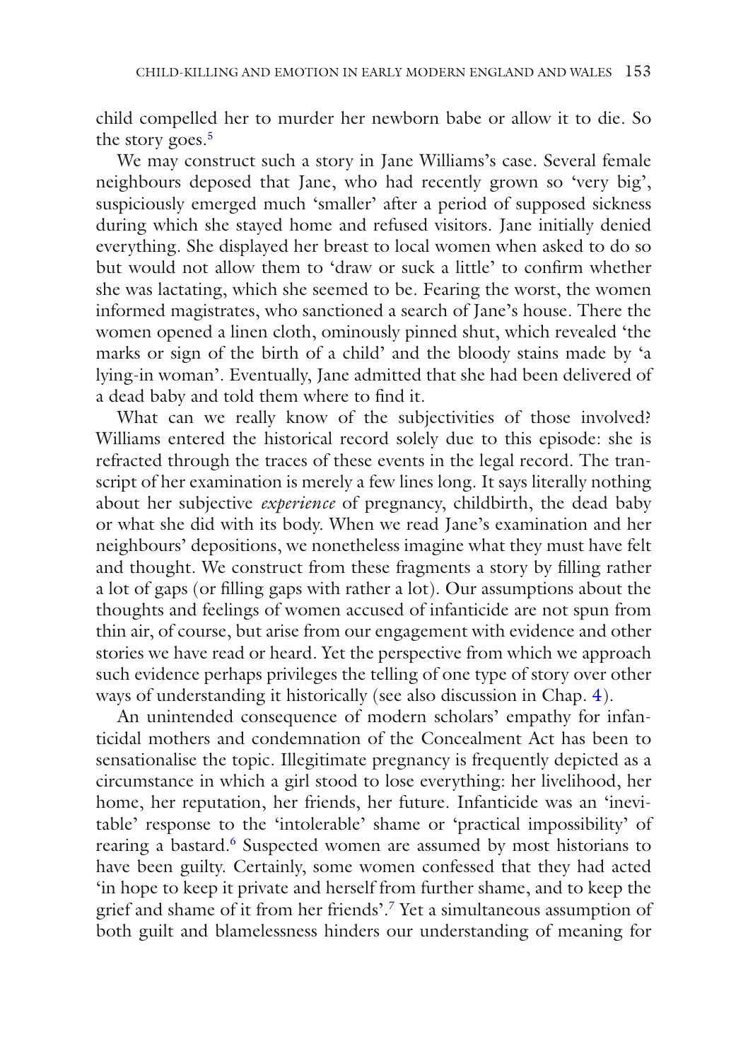child compelled her to murder her newborn babe or allow it to die. So the story goes.[5]

We may construct such a story in Jane Williams's case. Several female neighbours deposed that Jane, who had recently grown so 'very big', suspiciously emerged much 'smaller' after a period of supposed sickness during which she stayed home and refused visitors. Jane initially denied everything. She displayed her breast to local women when asked to do so but would not allow them to 'draw or suck a little' to confirm whether she was lactating, which she seemed to be. Fearing the worst, the women informed magistrates, who sanctioned a search of Jane's house. There the women opened a linen cloth, ominously pinned shut, which revealed 'the marks or sign of the birth of a child' and the bloody stains made by 'a lying-in woman'. Eventually, Jane admitted that she had been delivered of a dead baby and told them where to find it.

What can we really know of the subjectivities of those involved? Williams entered the historical record solely due to this episode: she is refracted through the traces of these events in the legal record. The transcript of her examination is merely a few lines long. It says literally nothing about her subjective *experience* of pregnancy, childbirth, the dead baby or what she did with its body. When we read Jane's examination and her neighbours' depositions, we nonetheless imagine what they must have felt and thought. We construct from these fragments a story by filling rather a lot of gaps (or filling gaps with rather a lot). Our assumptions about the thoughts and feelings of women accused of infanticide are not spun from thin air, of course, but arise from our engagement with evidence and other stories we have read or heard. Yet the perspective from which we approach such evidence perhaps privileges the telling of one type of story over other ways of understanding it historically (see also discussion in Chap. 4).

An unintended consequence of modern scholars' empathy for infanticidal mothers and condemnation of the Concealment Act has been to sensationalise the topic. Illegitimate pregnancy is frequently depicted as a circumstance in which a girl stood to lose everything: her livelihood, her home, her reputation, her friends, her future. Infanticide was an 'inevitable' response to the 'intolerable' shame or 'practical impossibility' of rearing a bastard.[6] Suspected women are assumed by most historians to have been guilty. Certainly, some women confessed that they had acted 'in hope to keep it private and herself from further shame, and to keep the grief and shame of it from her friends'.[7] Yet a simultaneous assumption of both guilt and blamelessness hinders our understanding of meaning for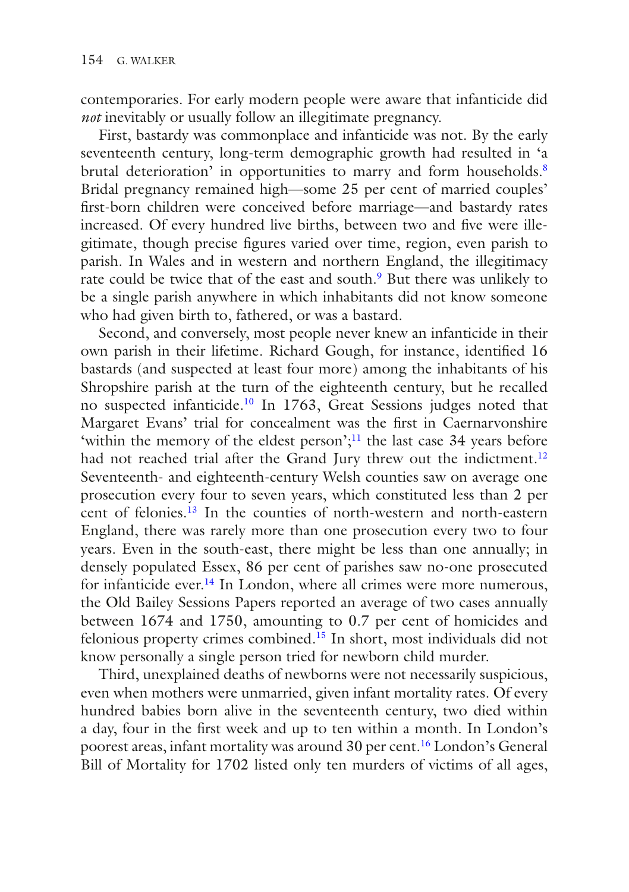contemporaries. For early modern people were aware that infanticide did *not* inevitably or usually follow an illegitimate pregnancy.

First, bastardy was commonplace and infanticide was not. By the early seventeenth century, long-term demographic growth had resulted in 'a brutal deterioration' in opportunities to marry and form households.[8] Bridal pregnancy remained high—some 25 per cent of married couples' first-born children were conceived before marriage—and bastardy rates increased. Of every hundred live births, between two and five were illegitimate, though precise figures varied over time, region, even parish to parish. In Wales and in western and northern England, the illegitimacy rate could be twice that of the east and south.[9] But there was unlikely to be a single parish anywhere in which inhabitants did not know someone who had given birth to, fathered, or was a bastard.

Second, and conversely, most people never knew an infanticide in their own parish in their lifetime. Richard Gough, for instance, identified 16 bastards (and suspected at least four more) among the inhabitants of his Shropshire parish at the turn of the eighteenth century, but he recalled no suspected infanticide.[10] In 1763, Great Sessions judges noted that Margaret Evans' trial for concealment was the first in Caernarvonshire 'within the memory of the eldest person';[11] the last case 34 years before had not reached trial after the Grand Jury threw out the indictment.[12] Seventeenth- and eighteenth-century Welsh counties saw on average one prosecution every four to seven years, which constituted less than 2 per cent of felonies.[13] In the counties of north-western and north-eastern England, there was rarely more than one prosecution every two to four years. Even in the south-east, there might be less than one annually; in densely populated Essex, 86 per cent of parishes saw no-one prosecuted for infanticide ever.[14] In London, where all crimes were more numerous, the Old Bailey Sessions Papers reported an average of two cases annually between 1674 and 1750, amounting to 0.7 per cent of homicides and felonious property crimes combined.[15] In short, most individuals did not know personally a single person tried for newborn child murder.

Third, unexplained deaths of newborns were not necessarily suspicious, even when mothers were unmarried, given infant mortality rates. Of every hundred babies born alive in the seventeenth century, two died within a day, four in the first week and up to ten within a month. In London's poorest areas, infant mortality was around 30 per cent.[16] London's General Bill of Mortality for 1702 listed only ten murders of victims of all ages,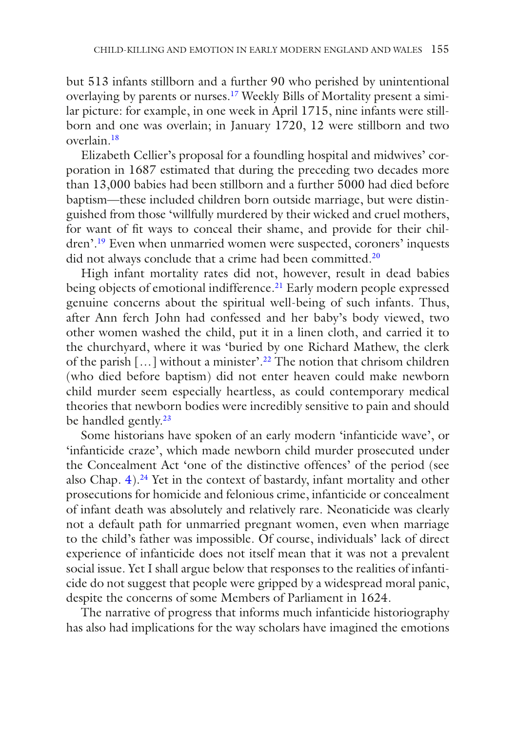but 513 infants stillborn and a further 90 who perished by unintentional overlaying by parents or nurses.[17] Weekly Bills of Mortality present a similar picture: for example, in one week in April 1715, nine infants were stillborn and one was overlain; in January 1720, 12 were stillborn and two overlain.[18]

Elizabeth Cellier's proposal for a foundling hospital and midwives' corporation in 1687 estimated that during the preceding two decades more than 13,000 babies had been stillborn and a further 5000 had died before baptism—these included children born outside marriage, but were distinguished from those 'willfully murdered by their wicked and cruel mothers, for want of fit ways to conceal their shame, and provide for their children'.[19] Even when unmarried women were suspected, coroners' inquests did not always conclude that a crime had been committed.[20]

High infant mortality rates did not, however, result in dead babies being objects of emotional indifference.[21] Early modern people expressed genuine concerns about the spiritual well-being of such infants. Thus, after Ann ferch John had confessed and her baby's body viewed, two other women washed the child, put it in a linen cloth, and carried it to the churchyard, where it was 'buried by one Richard Mathew, the clerk of the parish […] without a minister'.[22] The notion that chrisom children (who died before baptism) did not enter heaven could make newborn child murder seem especially heartless, as could contemporary medical theories that newborn bodies were incredibly sensitive to pain and should be handled gently.[23]

Some historians have spoken of an early modern 'infanticide wave', or 'infanticide craze', which made newborn child murder prosecuted under the Concealment Act 'one of the distinctive offences' of the period (see also Chap. 4).[24] Yet in the context of bastardy, infant mortality and other prosecutions for homicide and felonious crime, infanticide or concealment of infant death was absolutely and relatively rare. Neonaticide was clearly not a default path for unmarried pregnant women, even when marriage to the child's father was impossible. Of course, individuals' lack of direct experience of infanticide does not itself mean that it was not a prevalent social issue. Yet I shall argue below that responses to the realities of infanticide do not suggest that people were gripped by a widespread moral panic, despite the concerns of some Members of Parliament in 1624.

The narrative of progress that informs much infanticide historiography has also had implications for the way scholars have imagined the emotions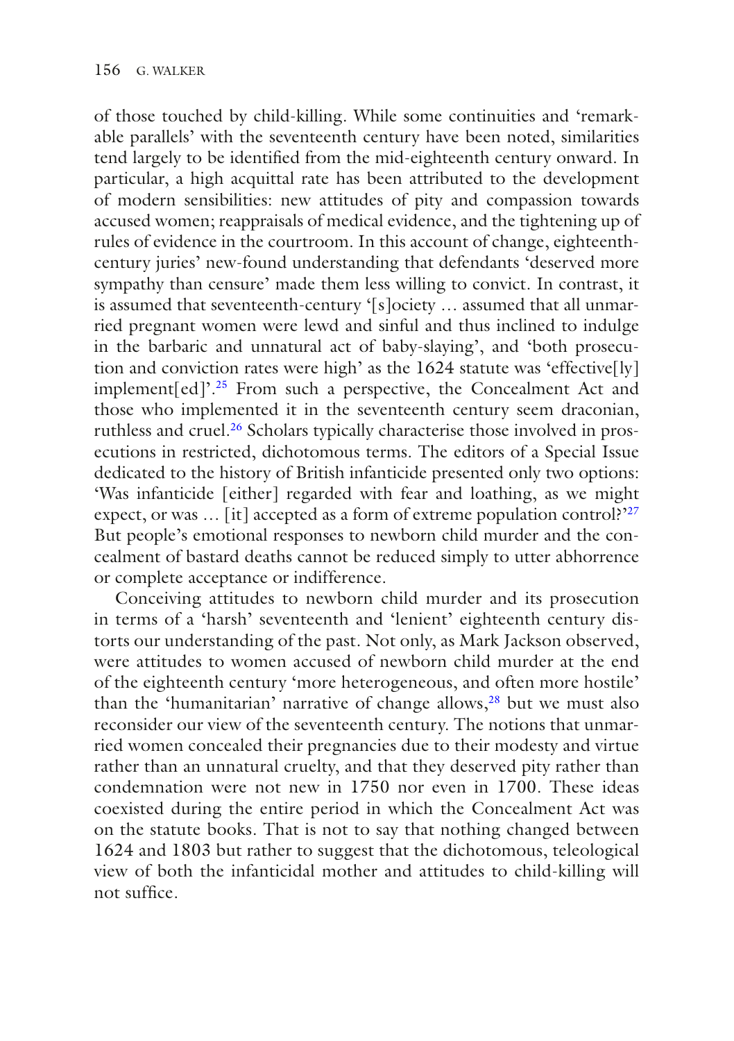of those touched by child-killing. While some continuities and 'remarkable parallels' with the seventeenth century have been noted, similarities tend largely to be identified from the mid-eighteenth century onward. In particular, a high acquittal rate has been attributed to the development of modern sensibilities: new attitudes of pity and compassion towards accused women; reappraisals of medical evidence, and the tightening up of rules of evidence in the courtroom. In this account of change, eighteenth-century juries' new-found understanding that defendants 'deserved more sympathy than censure' made them less willing to convict. In contrast, it is assumed that seventeenth-century '[s]ociety … assumed that all unmarried pregnant women were lewd and sinful and thus inclined to indulge in the barbaric and unnatural act of baby-slaying', and 'both prosecution and conviction rates were high' as the 1624 statute was 'effective[ly] implement[ed]'.[25] From such a perspective, the Concealment Act and those who implemented it in the seventeenth century seem draconian, ruthless and cruel.[26] Scholars typically characterise those involved in prosecutions in restricted, dichotomous terms. The editors of a Special Issue dedicated to the history of British infanticide presented only two options: 'Was infanticide [either] regarded with fear and loathing, as we might expect, or was … [it] accepted as a form of extreme population control?'[27] But people's emotional responses to newborn child murder and the concealment of bastard deaths cannot be reduced simply to utter abhorrence or complete acceptance or indifference.

Conceiving attitudes to newborn child murder and its prosecution in terms of a 'harsh' seventeenth and 'lenient' eighteenth century distorts our understanding of the past. Not only, as Mark Jackson observed, were attitudes to women accused of newborn child murder at the end of the eighteenth century 'more heterogeneous, and often more hostile' than the 'humanitarian' narrative of change allows,[28] but we must also reconsider our view of the seventeenth century. The notions that unmarried women concealed their pregnancies due to their modesty and virtue rather than an unnatural cruelty, and that they deserved pity rather than condemnation were not new in 1750 nor even in 1700. These ideas coexisted during the entire period in which the Concealment Act was on the statute books. That is not to say that nothing changed between 1624 and 1803 but rather to suggest that the dichotomous, teleological view of both the infanticidal mother and attitudes to child-killing will not suffice.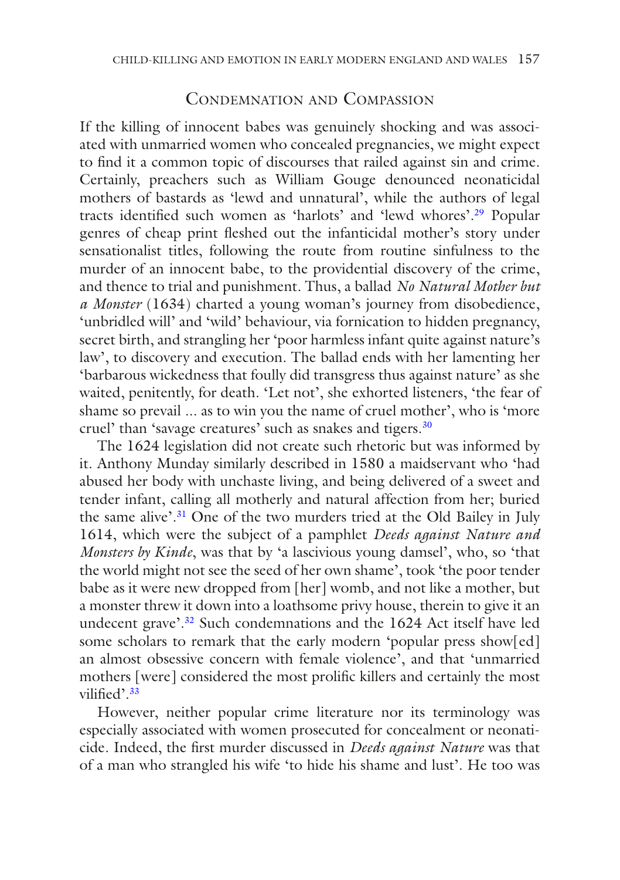## Condemnation and Compassion

If the killing of innocent babes was genuinely shocking and was associated with unmarried women who concealed pregnancies, we might expect to find it a common topic of discourses that railed against sin and crime. Certainly, preachers such as William Gouge denounced neonaticidal mothers of bastards as 'lewd and unnatural', while the authors of legal tracts identified such women as 'harlots' and 'lewd whores'.[29] Popular genres of cheap print fleshed out the infanticidal mother's story under sensationalist titles, following the route from routine sinfulness to the murder of an innocent babe, to the providential discovery of the crime, and thence to trial and punishment. Thus, a ballad *No Natural Mother but a Monster* (1634) charted a young woman's journey from disobedience, 'unbridled will' and 'wild' behaviour, via fornication to hidden pregnancy, secret birth, and strangling her 'poor harmless infant quite against nature's law', to discovery and execution. The ballad ends with her lamenting her 'barbarous wickedness that foully did transgress thus against nature' as she waited, penitently, for death. 'Let not', she exhorted listeners, 'the fear of shame so prevail ... as to win you the name of cruel mother', who is 'more cruel' than 'savage creatures' such as snakes and tigers.[30]

The 1624 legislation did not create such rhetoric but was informed by it. Anthony Munday similarly described in 1580 a maidservant who 'had abused her body with unchaste living, and being delivered of a sweet and tender infant, calling all motherly and natural affection from her; buried the same alive'.[31] One of the two murders tried at the Old Bailey in July 1614, which were the subject of a pamphlet *Deeds against Nature and Monsters by Kinde*, was that by 'a lascivious young damsel', who, so 'that the world might not see the seed of her own shame', took 'the poor tender babe as it were new dropped from [her] womb, and not like a mother, but a monster threw it down into a loathsome privy house, therein to give it an undecent grave'.[32] Such condemnations and the 1624 Act itself have led some scholars to remark that the early modern 'popular press show[ed] an almost obsessive concern with female violence', and that 'unmarried mothers [were] considered the most prolific killers and certainly the most vilified'.[33]

However, neither popular crime literature nor its terminology was especially associated with women prosecuted for concealment or neonaticide. Indeed, the first murder discussed in *Deeds against Nature* was that of a man who strangled his wife 'to hide his shame and lust'. He too was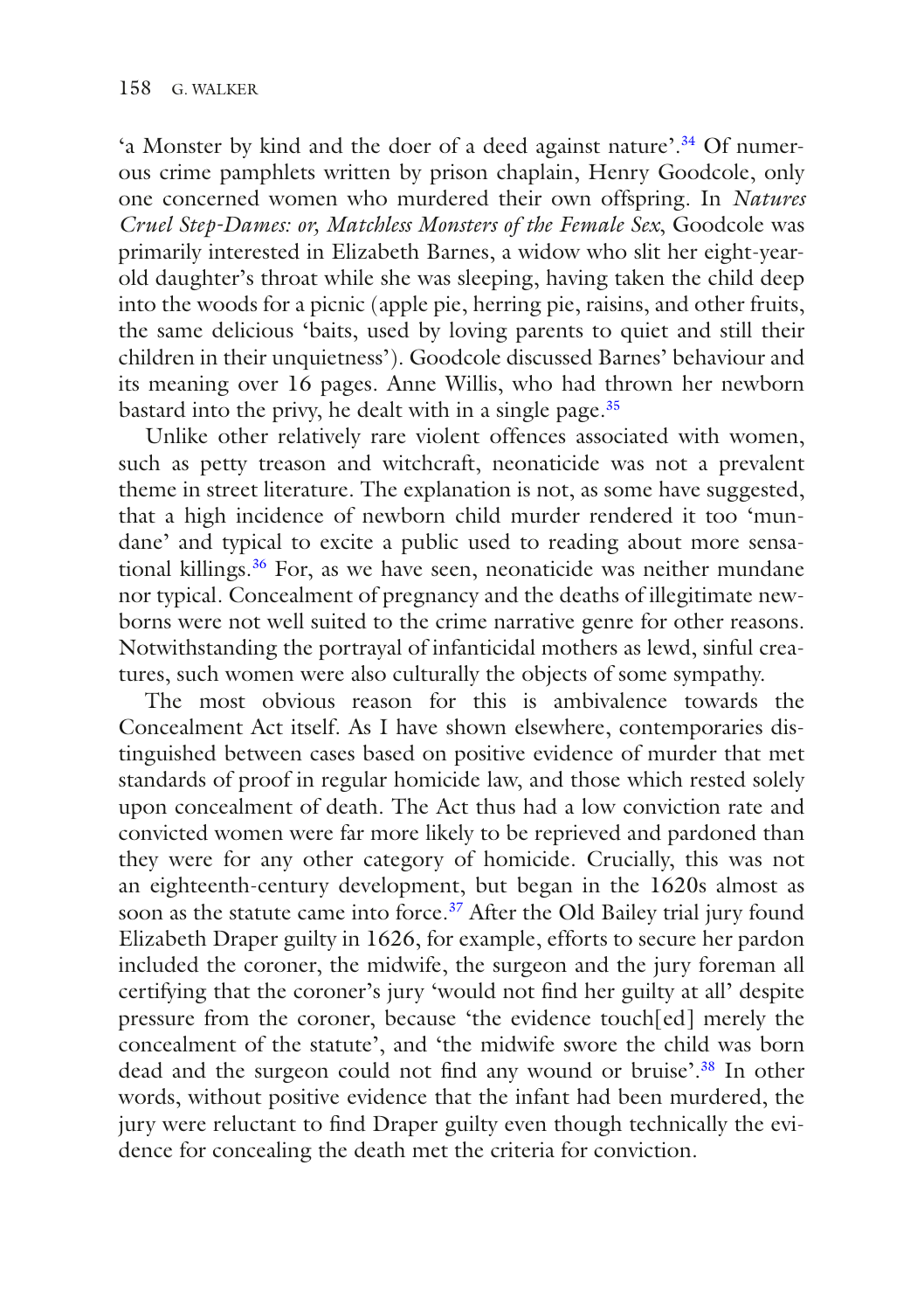'a Monster by kind and the doer of a deed against nature'.[34] Of numerous crime pamphlets written by prison chaplain, Henry Goodcole, only one concerned women who murdered their own offspring. In *Natures Cruel Step-Dames: or, Matchless Monsters of the Female Sex*, Goodcole was primarily interested in Elizabeth Barnes, a widow who slit her eight-year-old daughter's throat while she was sleeping, having taken the child deep into the woods for a picnic (apple pie, herring pie, raisins, and other fruits, the same delicious 'baits, used by loving parents to quiet and still their children in their unquietness'). Goodcole discussed Barnes' behaviour and its meaning over 16 pages. Anne Willis, who had thrown her newborn bastard into the privy, he dealt with in a single page.[35]

Unlike other relatively rare violent offences associated with women, such as petty treason and witchcraft, neonaticide was not a prevalent theme in street literature. The explanation is not, as some have suggested, that a high incidence of newborn child murder rendered it too 'mundane' and typical to excite a public used to reading about more sensational killings.[36] For, as we have seen, neonaticide was neither mundane nor typical. Concealment of pregnancy and the deaths of illegitimate newborns were not well suited to the crime narrative genre for other reasons. Notwithstanding the portrayal of infanticidal mothers as lewd, sinful creatures, such women were also culturally the objects of some sympathy.

The most obvious reason for this is ambivalence towards the Concealment Act itself. As I have shown elsewhere, contemporaries distinguished between cases based on positive evidence of murder that met standards of proof in regular homicide law, and those which rested solely upon concealment of death. The Act thus had a low conviction rate and convicted women were far more likely to be reprieved and pardoned than they were for any other category of homicide. Crucially, this was not an eighteenth-century development, but began in the 1620s almost as soon as the statute came into force.[37] After the Old Bailey trial jury found Elizabeth Draper guilty in 1626, for example, efforts to secure her pardon included the coroner, the midwife, the surgeon and the jury foreman all certifying that the coroner's jury 'would not find her guilty at all' despite pressure from the coroner, because 'the evidence touch[ed] merely the concealment of the statute', and 'the midwife swore the child was born dead and the surgeon could not find any wound or bruise'.[38] In other words, without positive evidence that the infant had been murdered, the jury were reluctant to find Draper guilty even though technically the evidence for concealing the death met the criteria for conviction.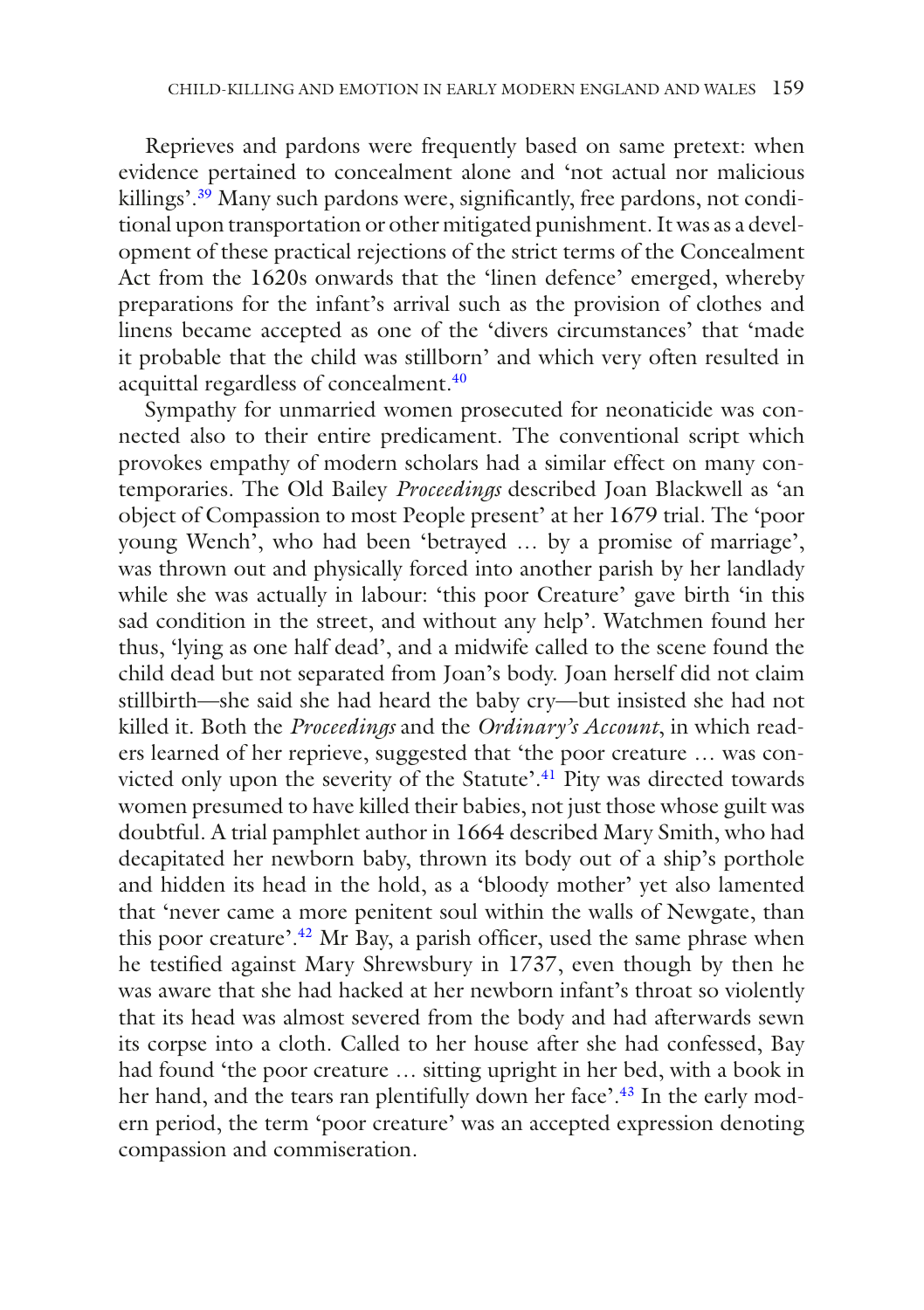Reprieves and pardons were frequently based on same pretext: when evidence pertained to concealment alone and 'not actual nor malicious killings'.[39] Many such pardons were, significantly, free pardons, not conditional upon transportation or other mitigated punishment. It was as a development of these practical rejections of the strict terms of the Concealment Act from the 1620s onwards that the 'linen defence' emerged, whereby preparations for the infant's arrival such as the provision of clothes and linens became accepted as one of the 'divers circumstances' that 'made it probable that the child was stillborn' and which very often resulted in acquittal regardless of concealment.[40]

Sympathy for unmarried women prosecuted for neonaticide was connected also to their entire predicament. The conventional script which provokes empathy of modern scholars had a similar effect on many contemporaries. The Old Bailey *Proceedings* described Joan Blackwell as 'an object of Compassion to most People present' at her 1679 trial. The 'poor young Wench', who had been 'betrayed … by a promise of marriage', was thrown out and physically forced into another parish by her landlady while she was actually in labour: 'this poor Creature' gave birth 'in this sad condition in the street, and without any help'. Watchmen found her thus, 'lying as one half dead', and a midwife called to the scene found the child dead but not separated from Joan's body. Joan herself did not claim stillbirth—she said she had heard the baby cry—but insisted she had not killed it. Both the *Proceedings* and the *Ordinary's Account*, in which readers learned of her reprieve, suggested that 'the poor creature … was convicted only upon the severity of the Statute'.[41] Pity was directed towards women presumed to have killed their babies, not just those whose guilt was doubtful. A trial pamphlet author in 1664 described Mary Smith, who had decapitated her newborn baby, thrown its body out of a ship's porthole and hidden its head in the hold, as a 'bloody mother' yet also lamented that 'never came a more penitent soul within the walls of Newgate, than this poor creature'.[42] Mr Bay, a parish officer, used the same phrase when he testified against Mary Shrewsbury in 1737, even though by then he was aware that she had hacked at her newborn infant's throat so violently that its head was almost severed from the body and had afterwards sewn its corpse into a cloth. Called to her house after she had confessed, Bay had found 'the poor creature … sitting upright in her bed, with a book in her hand, and the tears ran plentifully down her face'.[43] In the early modern period, the term 'poor creature' was an accepted expression denoting compassion and commiseration.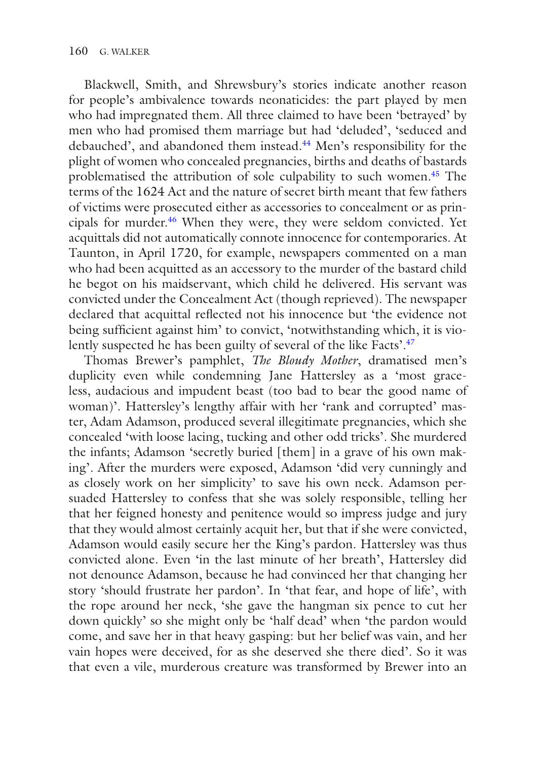Blackwell, Smith, and Shrewsbury's stories indicate another reason for people's ambivalence towards neonaticides: the part played by men who had impregnated them. All three claimed to have been 'betrayed' by men who had promised them marriage but had 'deluded', 'seduced and debauched', and abandoned them instead.[44] Men's responsibility for the plight of women who concealed pregnancies, births and deaths of bastards problematised the attribution of sole culpability to such women.[45] The terms of the 1624 Act and the nature of secret birth meant that few fathers of victims were prosecuted either as accessories to concealment or as principals for murder.[46] When they were, they were seldom convicted. Yet acquittals did not automatically connote innocence for contemporaries. At Taunton, in April 1720, for example, newspapers commented on a man who had been acquitted as an accessory to the murder of the bastard child he begot on his maidservant, which child he delivered. His servant was convicted under the Concealment Act (though reprieved). The newspaper declared that acquittal reflected not his innocence but 'the evidence not being sufficient against him' to convict, 'notwithstanding which, it is violently suspected he has been guilty of several of the like Facts'.[47]

Thomas Brewer's pamphlet, *The Bloudy Mother*, dramatised men's duplicity even while condemning Jane Hattersley as a 'most graceless, audacious and impudent beast (too bad to bear the good name of woman)'. Hattersley's lengthy affair with her 'rank and corrupted' master, Adam Adamson, produced several illegitimate pregnancies, which she concealed 'with loose lacing, tucking and other odd tricks'. She murdered the infants; Adamson 'secretly buried [them] in a grave of his own making'. After the murders were exposed, Adamson 'did very cunningly and as closely work on her simplicity' to save his own neck. Adamson persuaded Hattersley to confess that she was solely responsible, telling her that her feigned honesty and penitence would so impress judge and jury that they would almost certainly acquit her, but that if she were convicted, Adamson would easily secure her the King's pardon. Hattersley was thus convicted alone. Even 'in the last minute of her breath', Hattersley did not denounce Adamson, because he had convinced her that changing her story 'should frustrate her pardon'. In 'that fear, and hope of life', with the rope around her neck, 'she gave the hangman six pence to cut her down quickly' so she might only be 'half dead' when 'the pardon would come, and save her in that heavy gasping: but her belief was vain, and her vain hopes were deceived, for as she deserved she there died'. So it was that even a vile, murderous creature was transformed by Brewer into an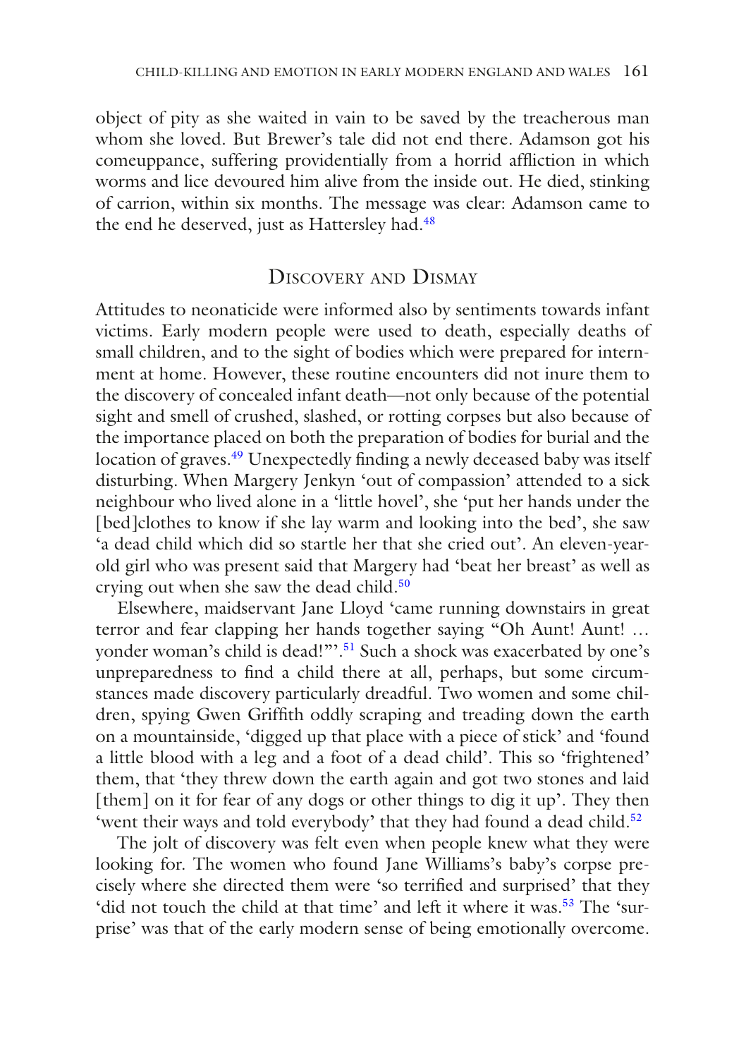object of pity as she waited in vain to be saved by the treacherous man whom she loved. But Brewer's tale did not end there. Adamson got his comeuppance, suffering providentially from a horrid affliction in which worms and lice devoured him alive from the inside out. He died, stinking of carrion, within six months. The message was clear: Adamson came to the end he deserved, just as Hattersley had.[48]

## Discovery and Dismay

Attitudes to neonaticide were informed also by sentiments towards infant victims. Early modern people were used to death, especially deaths of small children, and to the sight of bodies which were prepared for internment at home. However, these routine encounters did not inure them to the discovery of concealed infant death—not only because of the potential sight and smell of crushed, slashed, or rotting corpses but also because of the importance placed on both the preparation of bodies for burial and the location of graves.[49] Unexpectedly finding a newly deceased baby was itself disturbing. When Margery Jenkyn 'out of compassion' attended to a sick neighbour who lived alone in a 'little hovel', she 'put her hands under the [bed]clothes to know if she lay warm and looking into the bed', she saw 'a dead child which did so startle her that she cried out'. An eleven-year-old girl who was present said that Margery had 'beat her breast' as well as crying out when she saw the dead child.[50]

Elsewhere, maidservant Jane Lloyd 'came running downstairs in great terror and fear clapping her hands together saying "Oh Aunt! Aunt! … yonder woman's child is dead!"'.[51] Such a shock was exacerbated by one's unpreparedness to find a child there at all, perhaps, but some circumstances made discovery particularly dreadful. Two women and some children, spying Gwen Griffith oddly scraping and treading down the earth on a mountainside, 'digged up that place with a piece of stick' and 'found a little blood with a leg and a foot of a dead child'. This so 'frightened' them, that 'they threw down the earth again and got two stones and laid [them] on it for fear of any dogs or other things to dig it up'. They then 'went their ways and told everybody' that they had found a dead child.[52]

The jolt of discovery was felt even when people knew what they were looking for. The women who found Jane Williams's baby's corpse precisely where she directed them were 'so terrified and surprised' that they 'did not touch the child at that time' and left it where it was.[53] The 'surprise' was that of the early modern sense of being emotionally overcome.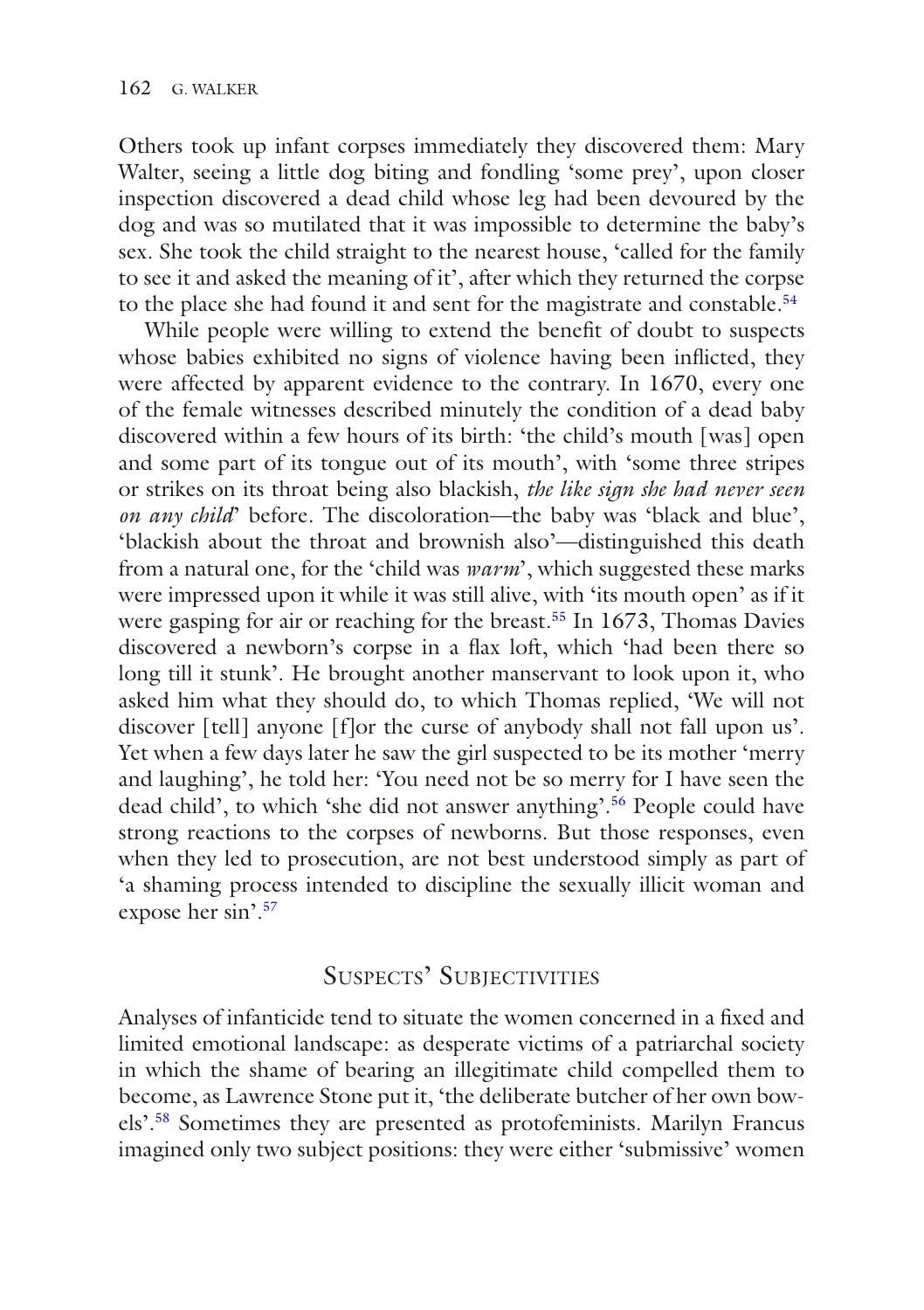Others took up infant corpses immediately they discovered them: Mary Walter, seeing a little dog biting and fondling 'some prey', upon closer inspection discovered a dead child whose leg had been devoured by the dog and was so mutilated that it was impossible to determine the baby's sex. She took the child straight to the nearest house, 'called for the family to see it and asked the meaning of it', after which they returned the corpse to the place she had found it and sent for the magistrate and constable.[54]

While people were willing to extend the benefit of doubt to suspects whose babies exhibited no signs of violence having been inflicted, they were affected by apparent evidence to the contrary. In 1670, every one of the female witnesses described minutely the condition of a dead baby discovered within a few hours of its birth: 'the child's mouth [was] open and some part of its tongue out of its mouth', with 'some three stripes or strikes on its throat being also blackish, *the like sign she had never seen on any child*' before. The discoloration—the baby was 'black and blue', 'blackish about the throat and brownish also'—distinguished this death from a natural one, for the 'child was *warm*', which suggested these marks were impressed upon it while it was still alive, with 'its mouth open' as if it were gasping for air or reaching for the breast.[55] In 1673, Thomas Davies discovered a newborn's corpse in a flax loft, which 'had been there so long till it stunk'. He brought another manservant to look upon it, who asked him what they should do, to which Thomas replied, 'We will not discover [tell] anyone [f]or the curse of anybody shall not fall upon us'. Yet when a few days later he saw the girl suspected to be its mother 'merry and laughing', he told her: 'You need not be so merry for I have seen the dead child', to which 'she did not answer anything'.[56] People could have strong reactions to the corpses of newborns. But those responses, even when they led to prosecution, are not best understood simply as part of 'a shaming process intended to discipline the sexually illicit woman and expose her sin'.[57]

## Suspects' Subjectivities

Analyses of infanticide tend to situate the women concerned in a fixed and limited emotional landscape: as desperate victims of a patriarchal society in which the shame of bearing an illegitimate child compelled them to become, as Lawrence Stone put it, 'the deliberate butcher of her own bowels'.[58] Sometimes they are presented as protofeminists. Marilyn Francus imagined only two subject positions: they were either 'submissive' women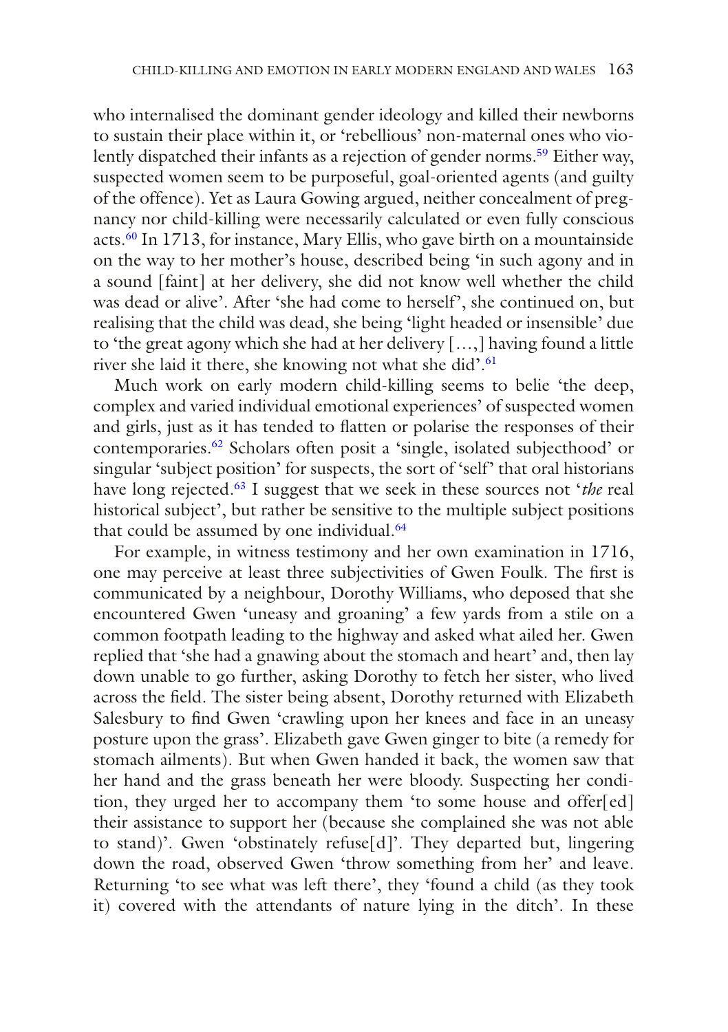who internalised the dominant gender ideology and killed their newborns to sustain their place within it, or 'rebellious' non-maternal ones who violently dispatched their infants as a rejection of gender norms.[59] Either way, suspected women seem to be purposeful, goal-oriented agents (and guilty of the offence). Yet as Laura Gowing argued, neither concealment of pregnancy nor child-killing were necessarily calculated or even fully conscious acts.[60] In 1713, for instance, Mary Ellis, who gave birth on a mountainside on the way to her mother's house, described being 'in such agony and in a sound [faint] at her delivery, she did not know well whether the child was dead or alive'. After 'she had come to herself', she continued on, but realising that the child was dead, she being 'light headed or insensible' due to 'the great agony which she had at her delivery […,] having found a little river she laid it there, she knowing not what she did'.[61]

Much work on early modern child-killing seems to belie 'the deep, complex and varied individual emotional experiences' of suspected women and girls, just as it has tended to flatten or polarise the responses of their contemporaries.[62] Scholars often posit a 'single, isolated subjecthood' or singular 'subject position' for suspects, the sort of 'self' that oral historians have long rejected.[63] I suggest that we seek in these sources not '*the* real historical subject', but rather be sensitive to the multiple subject positions that could be assumed by one individual.[64]

For example, in witness testimony and her own examination in 1716, one may perceive at least three subjectivities of Gwen Foulk. The first is communicated by a neighbour, Dorothy Williams, who deposed that she encountered Gwen 'uneasy and groaning' a few yards from a stile on a common footpath leading to the highway and asked what ailed her. Gwen replied that 'she had a gnawing about the stomach and heart' and, then lay down unable to go further, asking Dorothy to fetch her sister, who lived across the field. The sister being absent, Dorothy returned with Elizabeth Salesbury to find Gwen 'crawling upon her knees and face in an uneasy posture upon the grass'. Elizabeth gave Gwen ginger to bite (a remedy for stomach ailments). But when Gwen handed it back, the women saw that her hand and the grass beneath her were bloody. Suspecting her condition, they urged her to accompany them 'to some house and offer[ed] their assistance to support her (because she complained she was not able to stand)'. Gwen 'obstinately refuse[d]'. They departed but, lingering down the road, observed Gwen 'throw something from her' and leave. Returning 'to see what was left there', they 'found a child (as they took it) covered with the attendants of nature lying in the ditch'. In these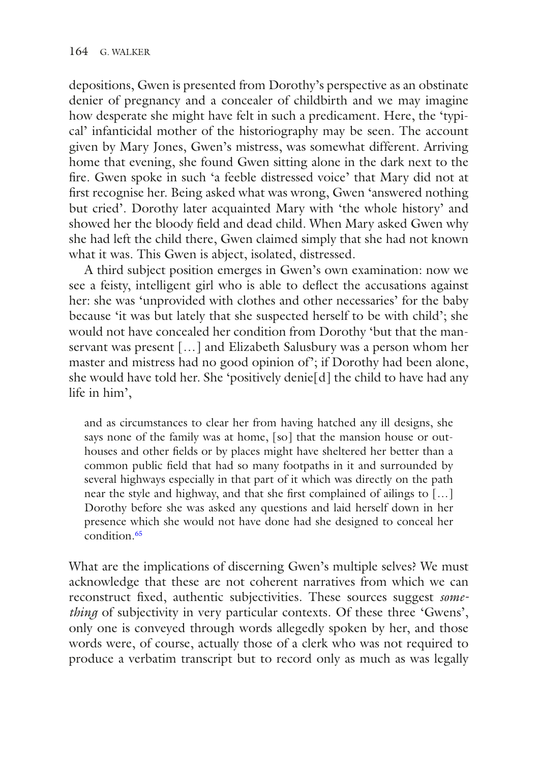depositions, Gwen is presented from Dorothy's perspective as an obstinate denier of pregnancy and a concealer of childbirth and we may imagine how desperate she might have felt in such a predicament. Here, the 'typical' infanticidal mother of the historiography may be seen. The account given by Mary Jones, Gwen's mistress, was somewhat different. Arriving home that evening, she found Gwen sitting alone in the dark next to the fire. Gwen spoke in such 'a feeble distressed voice' that Mary did not at first recognise her. Being asked what was wrong, Gwen 'answered nothing but cried'. Dorothy later acquainted Mary with 'the whole history' and showed her the bloody field and dead child. When Mary asked Gwen why she had left the child there, Gwen claimed simply that she had not known what it was. This Gwen is abject, isolated, distressed.

A third subject position emerges in Gwen's own examination: now we see a feisty, intelligent girl who is able to deflect the accusations against her: she was 'unprovided with clothes and other necessaries' for the baby because 'it was but lately that she suspected herself to be with child'; she would not have concealed her condition from Dorothy 'but that the manservant was present […] and Elizabeth Salusbury was a person whom her master and mistress had no good opinion of'; if Dorothy had been alone, she would have told her. She 'positively denie[d] the child to have had any life in him',

> and as circumstances to clear her from having hatched any ill designs, she says none of the family was at home, [so] that the mansion house or outhouses and other fields or by places might have sheltered her better than a common public field that had so many footpaths in it and surrounded by several highways especially in that part of it which was directly on the path near the style and highway, and that she first complained of ailings to […] Dorothy before she was asked any questions and laid herself down in her presence which she would not have done had she designed to conceal her condition.[65]

What are the implications of discerning Gwen's multiple selves? We must acknowledge that these are not coherent narratives from which we can reconstruct fixed, authentic subjectivities. These sources suggest *something* of subjectivity in very particular contexts. Of these three 'Gwens', only one is conveyed through words allegedly spoken by her, and those words were, of course, actually those of a clerk who was not required to produce a verbatim transcript but to record only as much as was legally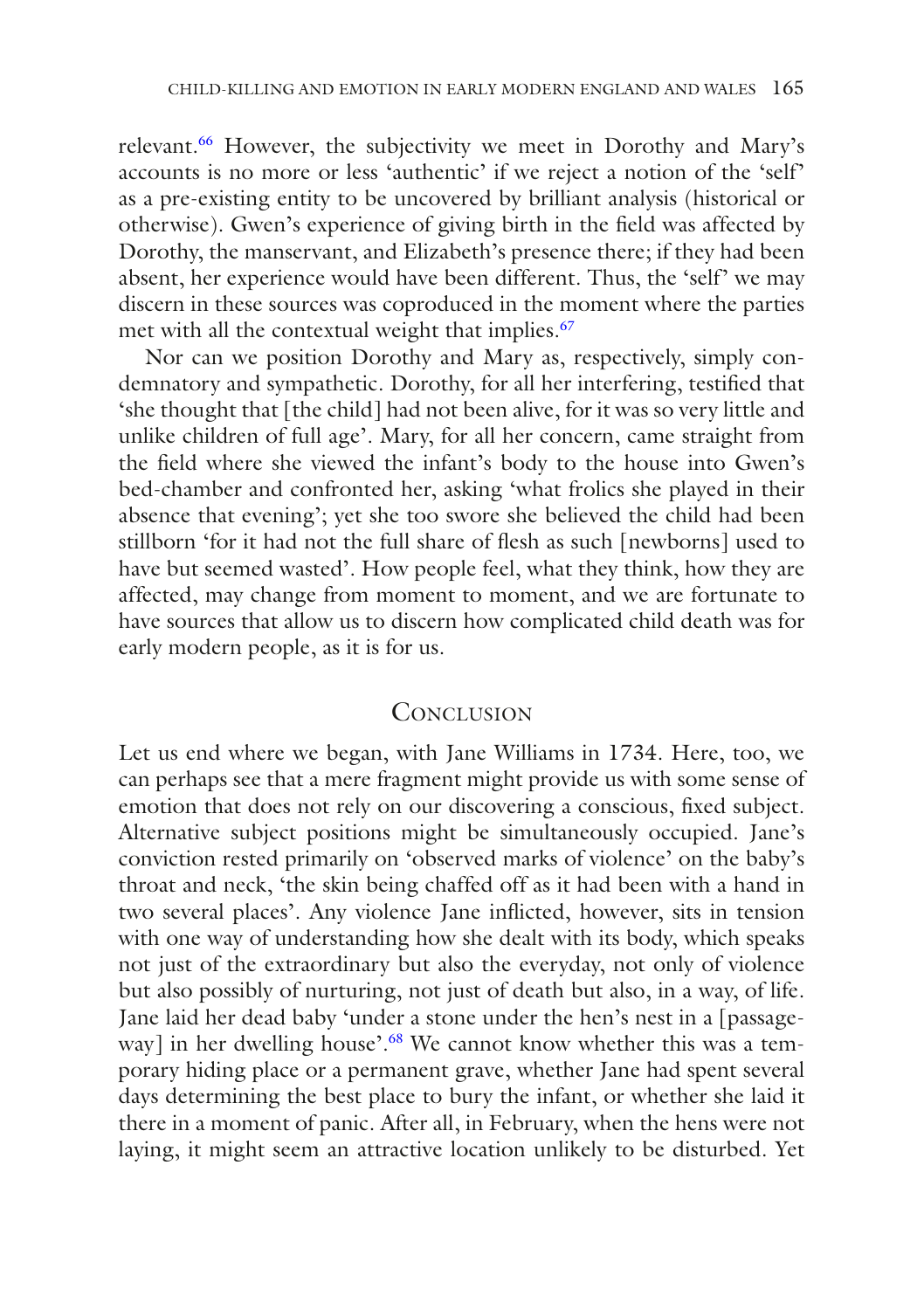relevant.[66] However, the subjectivity we meet in Dorothy and Mary's accounts is no more or less 'authentic' if we reject a notion of the 'self' as a pre-existing entity to be uncovered by brilliant analysis (historical or otherwise). Gwen's experience of giving birth in the field was affected by Dorothy, the manservant, and Elizabeth's presence there; if they had been absent, her experience would have been different. Thus, the 'self' we may discern in these sources was coproduced in the moment where the parties met with all the contextual weight that implies.[67]

Nor can we position Dorothy and Mary as, respectively, simply condemnatory and sympathetic. Dorothy, for all her interfering, testified that 'she thought that [the child] had not been alive, for it was so very little and unlike children of full age'. Mary, for all her concern, came straight from the field where she viewed the infant's body to the house into Gwen's bed-chamber and confronted her, asking 'what frolics she played in their absence that evening'; yet she too swore she believed the child had been stillborn 'for it had not the full share of flesh as such [newborns] used to have but seemed wasted'. How people feel, what they think, how they are affected, may change from moment to moment, and we are fortunate to have sources that allow us to discern how complicated child death was for early modern people, as it is for us.

## Conclusion

Let us end where we began, with Jane Williams in 1734. Here, too, we can perhaps see that a mere fragment might provide us with some sense of emotion that does not rely on our discovering a conscious, fixed subject. Alternative subject positions might be simultaneously occupied. Jane's conviction rested primarily on 'observed marks of violence' on the baby's throat and neck, 'the skin being chaffed off as it had been with a hand in two several places'. Any violence Jane inflicted, however, sits in tension with one way of understanding how she dealt with its body, which speaks not just of the extraordinary but also the everyday, not only of violence but also possibly of nurturing, not just of death but also, in a way, of life. Jane laid her dead baby 'under a stone under the hen's nest in a [passageway] in her dwelling house'.[68] We cannot know whether this was a temporary hiding place or a permanent grave, whether Jane had spent several days determining the best place to bury the infant, or whether she laid it there in a moment of panic. After all, in February, when the hens were not laying, it might seem an attractive location unlikely to be disturbed. Yet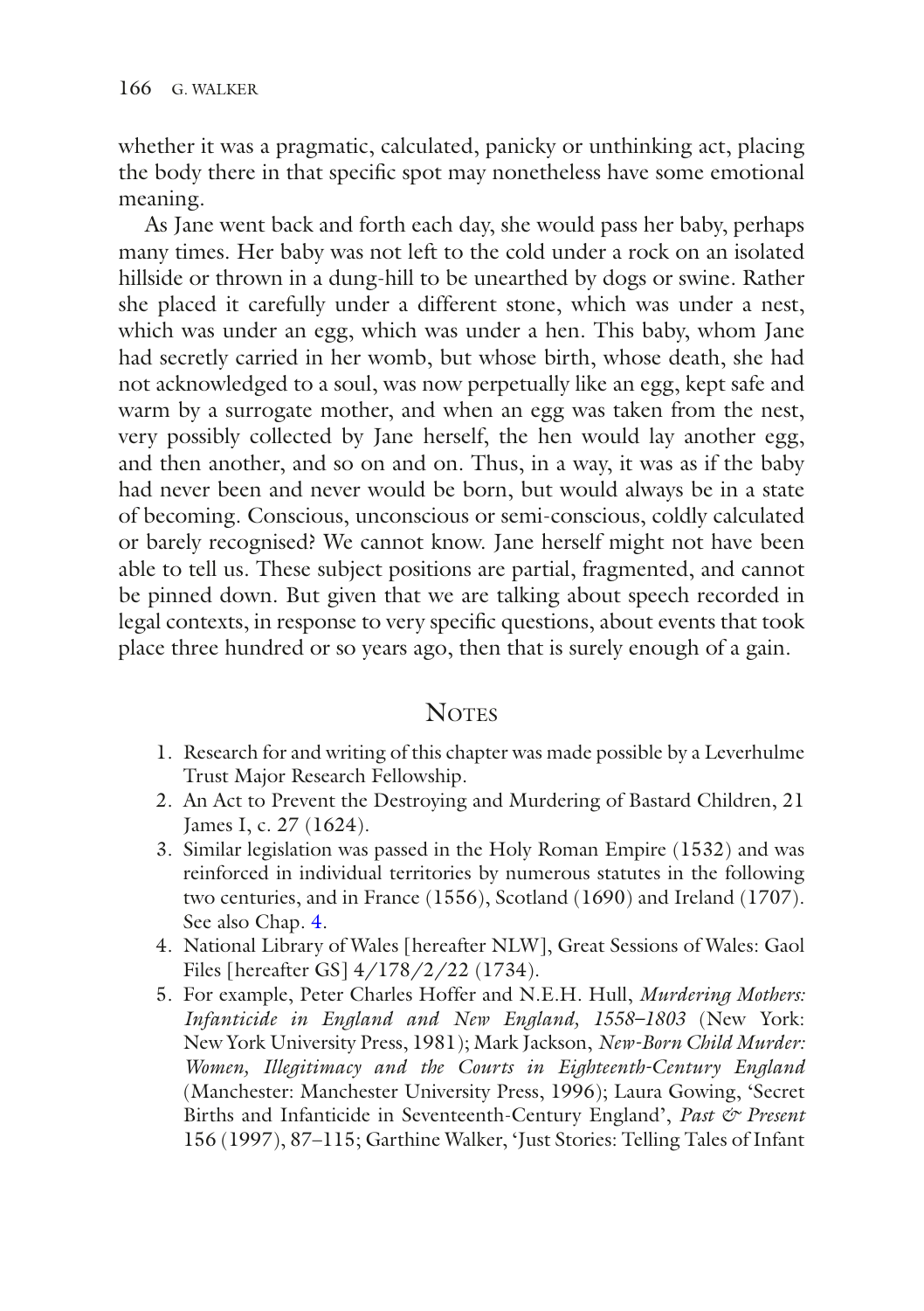whether it was a pragmatic, calculated, panicky or unthinking act, placing the body there in that specific spot may nonetheless have some emotional meaning.

As Jane went back and forth each day, she would pass her baby, perhaps many times. Her baby was not left to the cold under a rock on an isolated hillside or thrown in a dung-hill to be unearthed by dogs or swine. Rather she placed it carefully under a different stone, which was under a nest, which was under an egg, which was under a hen. This baby, whom Jane had secretly carried in her womb, but whose birth, whose death, she had not acknowledged to a soul, was now perpetually like an egg, kept safe and warm by a surrogate mother, and when an egg was taken from the nest, very possibly collected by Jane herself, the hen would lay another egg, and then another, and so on and on. Thus, in a way, it was as if the baby had never been and never would be born, but would always be in a state of becoming. Conscious, unconscious or semi-conscious, coldly calculated or barely recognised? We cannot know. Jane herself might not have been able to tell us. These subject positions are partial, fragmented, and cannot be pinned down. But given that we are talking about speech recorded in legal contexts, in response to very specific questions, about events that took place three hundred or so years ago, then that is surely enough of a gain.

## Notes

1. Research for and writing of this chapter was made possible by a Leverhulme Trust Major Research Fellowship.
2. An Act to Prevent the Destroying and Murdering of Bastard Children, 21 James I, c. 27 (1624).
3. Similar legislation was passed in the Holy Roman Empire (1532) and was reinforced in individual territories by numerous statutes in the following two centuries, and in France (1556), Scotland (1690) and Ireland (1707). See also Chap. 4.
4. National Library of Wales [hereafter NLW], Great Sessions of Wales: Gaol Files [hereafter GS] 4/178/2/22 (1734).
5. For example, Peter Charles Hoffer and N.E.H. Hull, *Murdering Mothers: Infanticide in England and New England, 1558–1803* (New York: New York University Press, 1981); Mark Jackson, *New-Born Child Murder: Women, Illegitimacy and the Courts in Eighteenth-Century England* (Manchester: Manchester University Press, 1996); Laura Gowing, 'Secret Births and Infanticide in Seventeenth-Century England', *Past & Present* 156 (1997), 87–115; Garthine Walker, 'Just Stories: Telling Tales of Infant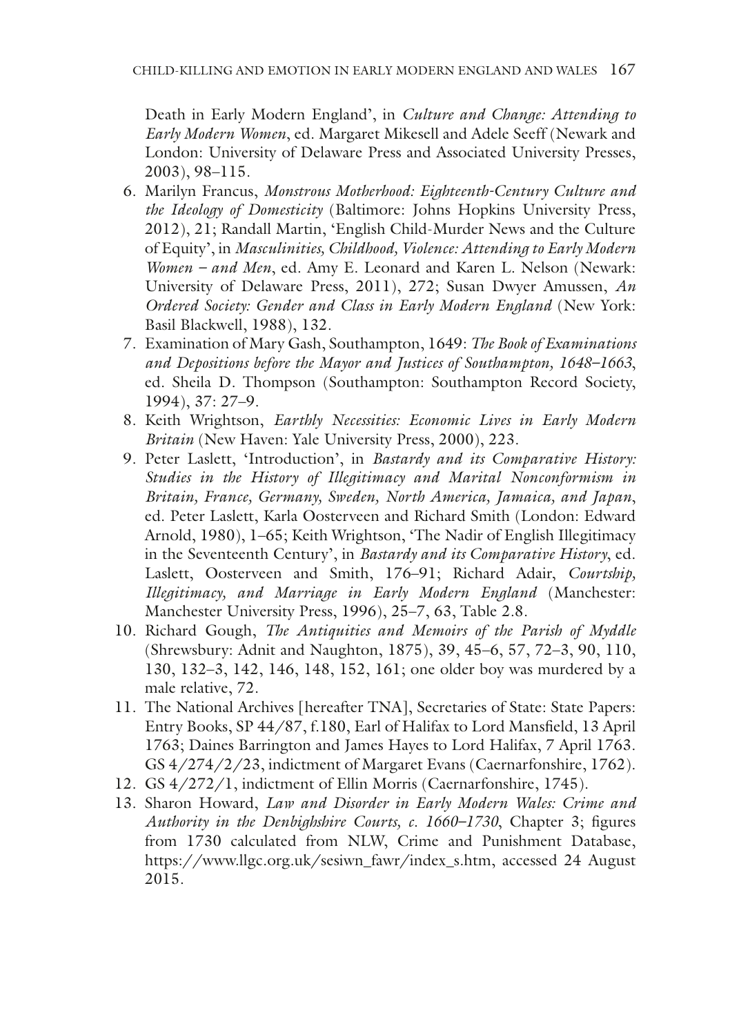Death in Early Modern England', in *Culture and Change: Attending to Early Modern Women*, ed. Margaret Mikesell and Adele Seeff (Newark and London: University of Delaware Press and Associated University Presses, 2003), 98–115.

6. Marilyn Francus, *Monstrous Motherhood: Eighteenth-Century Culture and the Ideology of Domesticity* (Baltimore: Johns Hopkins University Press, 2012), 21; Randall Martin, 'English Child-Murder News and the Culture of Equity', in *Masculinities, Childhood, Violence: Attending to Early Modern Women – and Men*, ed. Amy E. Leonard and Karen L. Nelson (Newark: University of Delaware Press, 2011), 272; Susan Dwyer Amussen, *An Ordered Society: Gender and Class in Early Modern England* (New York: Basil Blackwell, 1988), 132.
7. Examination of Mary Gash, Southampton, 1649: *The Book of Examinations and Depositions before the Mayor and Justices of Southampton, 1648–1663*, ed. Sheila D. Thompson (Southampton: Southampton Record Society, 1994), 37: 27–9.
8. Keith Wrightson, *Earthly Necessities: Economic Lives in Early Modern Britain* (New Haven: Yale University Press, 2000), 223.
9. Peter Laslett, 'Introduction', in *Bastardy and its Comparative History: Studies in the History of Illegitimacy and Marital Nonconformism in Britain, France, Germany, Sweden, North America, Jamaica, and Japan*, ed. Peter Laslett, Karla Oosterveen and Richard Smith (London: Edward Arnold, 1980), 1–65; Keith Wrightson, 'The Nadir of English Illegitimacy in the Seventeenth Century', in *Bastardy and its Comparative History*, ed. Laslett, Oosterveen and Smith, 176–91; Richard Adair, *Courtship, Illegitimacy, and Marriage in Early Modern England* (Manchester: Manchester University Press, 1996), 25–7, 63, Table 2.8.
10. Richard Gough, *The Antiquities and Memoirs of the Parish of Myddle* (Shrewsbury: Adnit and Naughton, 1875), 39, 45–6, 57, 72–3, 90, 110, 130, 132–3, 142, 146, 148, 152, 161; one older boy was murdered by a male relative, 72.
11. The National Archives [hereafter TNA], Secretaries of State: State Papers: Entry Books, SP 44/87, f.180, Earl of Halifax to Lord Mansfield, 13 April 1763; Daines Barrington and James Hayes to Lord Halifax, 7 April 1763. GS 4/274/2/23, indictment of Margaret Evans (Caernarfonshire, 1762).
12. GS 4/272/1, indictment of Ellin Morris (Caernarfonshire, 1745).
13. Sharon Howard, *Law and Disorder in Early Modern Wales: Crime and Authority in the Denbighshire Courts, c. 1660–1730*, Chapter 3; figures from 1730 calculated from NLW, Crime and Punishment Database, https://www.llgc.org.uk/sesiwn_fawr/index_s.htm, accessed 24 August 2015.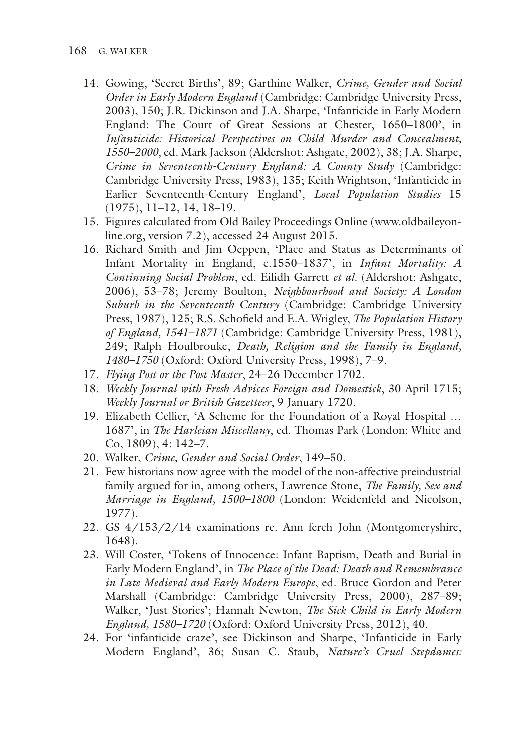14. Gowing, 'Secret Births', 89; Garthine Walker, *Crime, Gender and Social Order in Early Modern England* (Cambridge: Cambridge University Press, 2003), 150; J.R. Dickinson and J.A. Sharpe, 'Infanticide in Early Modern England: The Court of Great Sessions at Chester, 1650–1800', in *Infanticide: Historical Perspectives on Child Murder and Concealment, 1550–2000*, ed. Mark Jackson (Aldershot: Ashgate, 2002), 38; J.A. Sharpe, *Crime in Seventeenth-Century England: A County Study* (Cambridge: Cambridge University Press, 1983), 135; Keith Wrightson, 'Infanticide in Earlier Seventeenth-Century England', *Local Population Studies* 15 (1975), 11–12, 14, 18–19.
15. Figures calculated from Old Bailey Proceedings Online (www.oldbaileyonline.org, version 7.2), accessed 24 August 2015.
16. Richard Smith and Jim Oeppen, 'Place and Status as Determinants of Infant Mortality in England, c.1550–1837', in *Infant Mortality: A Continuing Social Problem*, ed. Eilidh Garrett *et al.* (Aldershot: Ashgate, 2006), 53–78; Jeremy Boulton, *Neighbourhood and Society: A London Suburb in the Seventeenth Century* (Cambridge: Cambridge University Press, 1987), 125; R.S. Schofield and E.A. Wrigley, *The Population History of England, 1541–1871* (Cambridge: Cambridge University Press, 1981), 249; Ralph Houlbrouke, *Death, Religion and the Family in England, 1480–1750* (Oxford: Oxford University Press, 1998), 7–9.
17. *Flying Post or the Post Master*, 24–26 December 1702.
18. *Weekly Journal with Fresh Advices Foreign and Domestick*, 30 April 1715; *Weekly Journal or British Gazetteer*, 9 January 1720.
19. Elizabeth Cellier, 'A Scheme for the Foundation of a Royal Hospital … 1687', in *The Harleian Miscellany*, ed. Thomas Park (London: White and Co, 1809), 4: 142–7.
20. Walker, *Crime, Gender and Social Order*, 149–50.
21. Few historians now agree with the model of the non-affective preindustrial family argued for in, among others, Lawrence Stone, *The Family, Sex and Marriage in England, 1500–1800* (London: Weidenfeld and Nicolson, 1977).
22. GS 4/153/2/14 examinations re. Ann ferch John (Montgomeryshire, 1648).
23. Will Coster, 'Tokens of Innocence: Infant Baptism, Death and Burial in Early Modern England', in *The Place of the Dead: Death and Remembrance in Late Medieval and Early Modern Europe*, ed. Bruce Gordon and Peter Marshall (Cambridge: Cambridge University Press, 2000), 287–89; Walker, 'Just Stories'; Hannah Newton, *The Sick Child in Early Modern England, 1580–1720* (Oxford: Oxford University Press, 2012), 40.
24. For 'infanticide craze', see Dickinson and Sharpe, 'Infanticide in Early Modern England', 36; Susan C. Staub, *Nature's Cruel Stepdames:*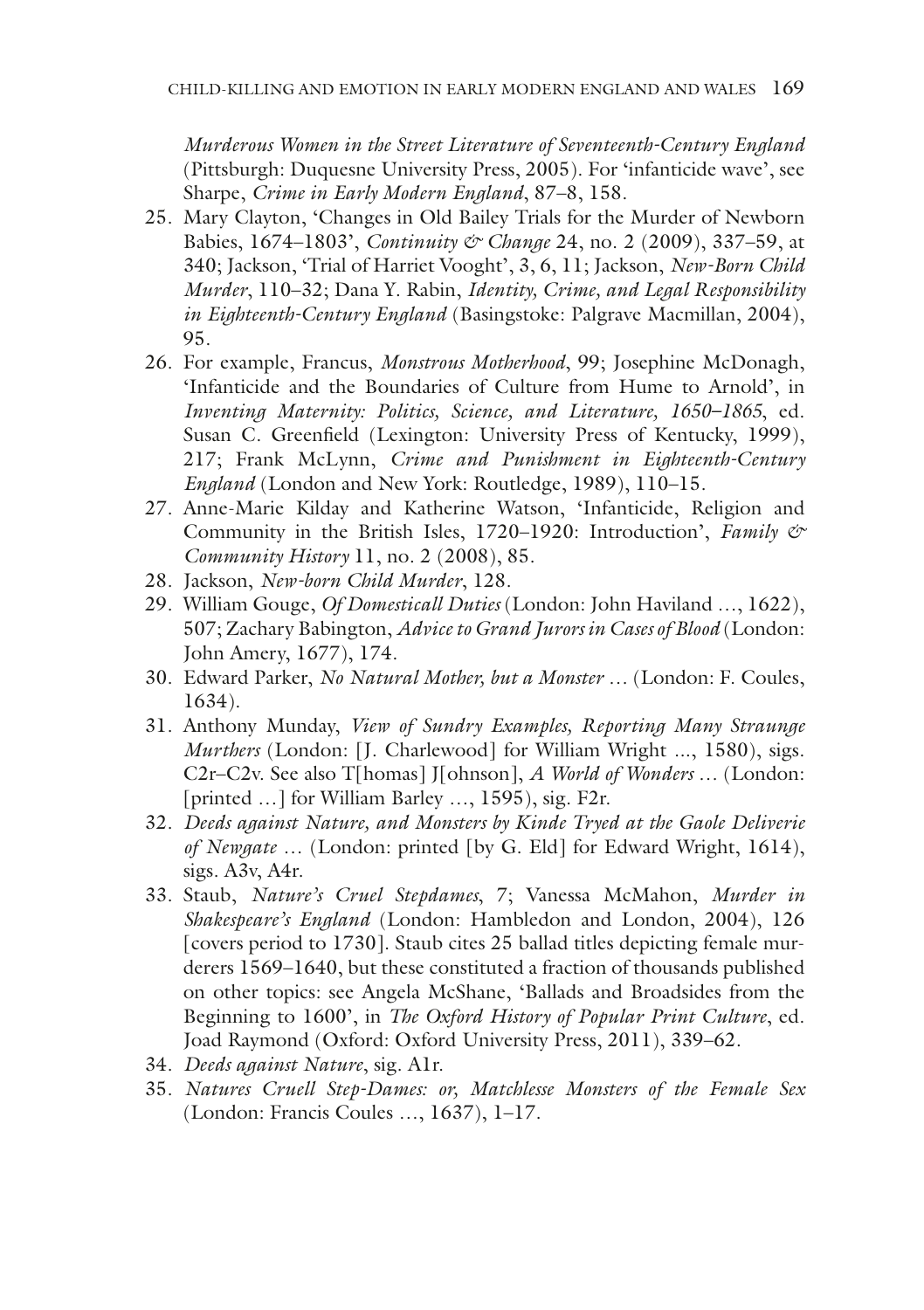*Murderous Women in the Street Literature of Seventeenth-Century England* (Pittsburgh: Duquesne University Press, 2005). For 'infanticide wave', see Sharpe, *Crime in Early Modern England*, 87–8, 158.

25. Mary Clayton, 'Changes in Old Bailey Trials for the Murder of Newborn Babies, 1674–1803', *Continuity & Change* 24, no. 2 (2009), 337–59, at 340; Jackson, 'Trial of Harriet Vooght', 3, 6, 11; Jackson, *New-Born Child Murder*, 110–32; Dana Y. Rabin, *Identity, Crime, and Legal Responsibility in Eighteenth-Century England* (Basingstoke: Palgrave Macmillan, 2004), 95.
26. For example, Francus, *Monstrous Motherhood*, 99; Josephine McDonagh, 'Infanticide and the Boundaries of Culture from Hume to Arnold', in *Inventing Maternity: Politics, Science, and Literature, 1650–1865*, ed. Susan C. Greenfield (Lexington: University Press of Kentucky, 1999), 217; Frank McLynn, *Crime and Punishment in Eighteenth-Century England* (London and New York: Routledge, 1989), 110–15.
27. Anne-Marie Kilday and Katherine Watson, 'Infanticide, Religion and Community in the British Isles, 1720–1920: Introduction', *Family & Community History* 11, no. 2 (2008), 85.
28. Jackson, *New-born Child Murder*, 128.
29. William Gouge, *Of Domesticall Duties* (London: John Haviland …, 1622), 507; Zachary Babington, *Advice to Grand Jurors in Cases of Blood* (London: John Amery, 1677), 174.
30. Edward Parker, *No Natural Mother, but a Monster …* (London: F. Coules, 1634).
31. Anthony Munday, *View of Sundry Examples, Reporting Many Straunge Murthers* (London: [J. Charlewood] for William Wright ..., 1580), sigs. C2r–C2v. See also T[homas] J[ohnson], *A World of Wonders …* (London: [printed …] for William Barley …, 1595), sig. F2r.
32. *Deeds against Nature, and Monsters by Kinde Tryed at the Gaole Deliverie of Newgate …* (London: printed [by G. Eld] for Edward Wright, 1614), sigs. A3v, A4r.
33. Staub, *Nature's Cruel Stepdames*, 7; Vanessa McMahon, *Murder in Shakespeare's England* (London: Hambledon and London, 2004), 126 [covers period to 1730]. Staub cites 25 ballad titles depicting female murderers 1569–1640, but these constituted a fraction of thousands published on other topics: see Angela McShane, 'Ballads and Broadsides from the Beginning to 1600', in *The Oxford History of Popular Print Culture*, ed. Joad Raymond (Oxford: Oxford University Press, 2011), 339–62.
34. *Deeds against Nature*, sig. A1r.
35. *Natures Cruell Step-Dames: or, Matchlesse Monsters of the Female Sex* (London: Francis Coules …, 1637), 1–17.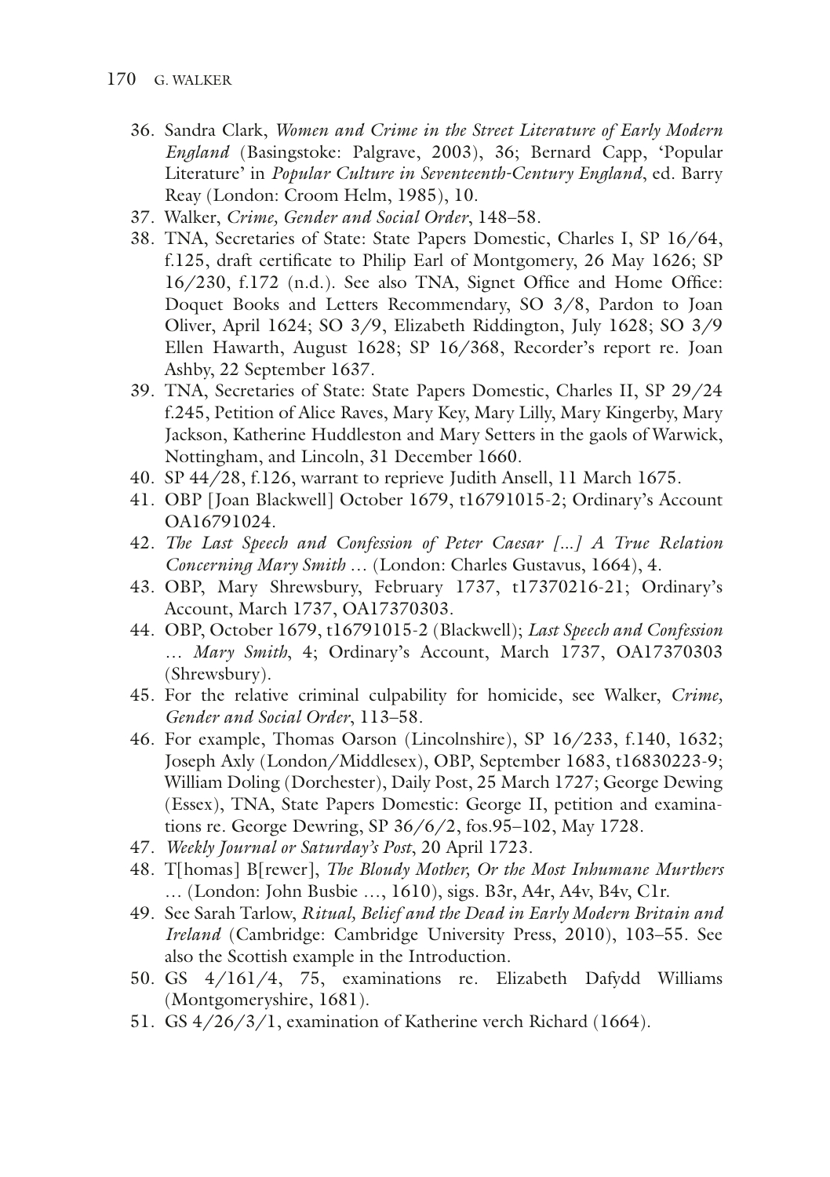36. Sandra Clark, *Women and Crime in the Street Literature of Early Modern England* (Basingstoke: Palgrave, 2003), 36; Bernard Capp, 'Popular Literature' in *Popular Culture in Seventeenth-Century England*, ed. Barry Reay (London: Croom Helm, 1985), 10.
37. Walker, *Crime, Gender and Social Order*, 148–58.
38. TNA, Secretaries of State: State Papers Domestic, Charles I, SP 16/64, f.125, draft certificate to Philip Earl of Montgomery, 26 May 1626; SP 16/230, f.172 (n.d.). See also TNA, Signet Office and Home Office: Doquet Books and Letters Recommendary, SO 3/8, Pardon to Joan Oliver, April 1624; SO 3/9, Elizabeth Riddington, July 1628; SO 3/9 Ellen Hawarth, August 1628; SP 16/368, Recorder's report re. Joan Ashby, 22 September 1637.
39. TNA, Secretaries of State: State Papers Domestic, Charles II, SP 29/24 f.245, Petition of Alice Raves, Mary Key, Mary Lilly, Mary Kingerby, Mary Jackson, Katherine Huddleston and Mary Setters in the gaols of Warwick, Nottingham, and Lincoln, 31 December 1660.
40. SP 44/28, f.126, warrant to reprieve Judith Ansell, 11 March 1675.
41. OBP [Joan Blackwell] October 1679, t16791015-2; Ordinary's Account OA16791024.
42. *The Last Speech and Confession of Peter Caesar [...] A True Relation Concerning Mary Smith* … (London: Charles Gustavus, 1664), 4.
43. OBP, Mary Shrewsbury, February 1737, t17370216-21; Ordinary's Account, March 1737, OA17370303.
44. OBP, October 1679, t16791015-2 (Blackwell); *Last Speech and Confession … Mary Smith*, 4; Ordinary's Account, March 1737, OA17370303 (Shrewsbury).
45. For the relative criminal culpability for homicide, see Walker, *Crime, Gender and Social Order*, 113–58.
46. For example, Thomas Oarson (Lincolnshire), SP 16/233, f.140, 1632; Joseph Axly (London/Middlesex), OBP, September 1683, t16830223-9; William Doling (Dorchester), Daily Post, 25 March 1727; George Dewing (Essex), TNA, State Papers Domestic: George II, petition and examinations re. George Dewring, SP 36/6/2, fos.95–102, May 1728.
47. *Weekly Journal or Saturday's Post*, 20 April 1723.
48. T[homas] B[rewer], *The Bloudy Mother, Or the Most Inhumane Murthers* … (London: John Busbie …, 1610), sigs. B3r, A4r, A4v, B4v, C1r.
49. See Sarah Tarlow, *Ritual, Belief and the Dead in Early Modern Britain and Ireland* (Cambridge: Cambridge University Press, 2010), 103–55. See also the Scottish example in the Introduction.
50. GS 4/161/4, 75, examinations re. Elizabeth Dafydd Williams (Montgomeryshire, 1681).
51. GS 4/26/3/1, examination of Katherine verch Richard (1664).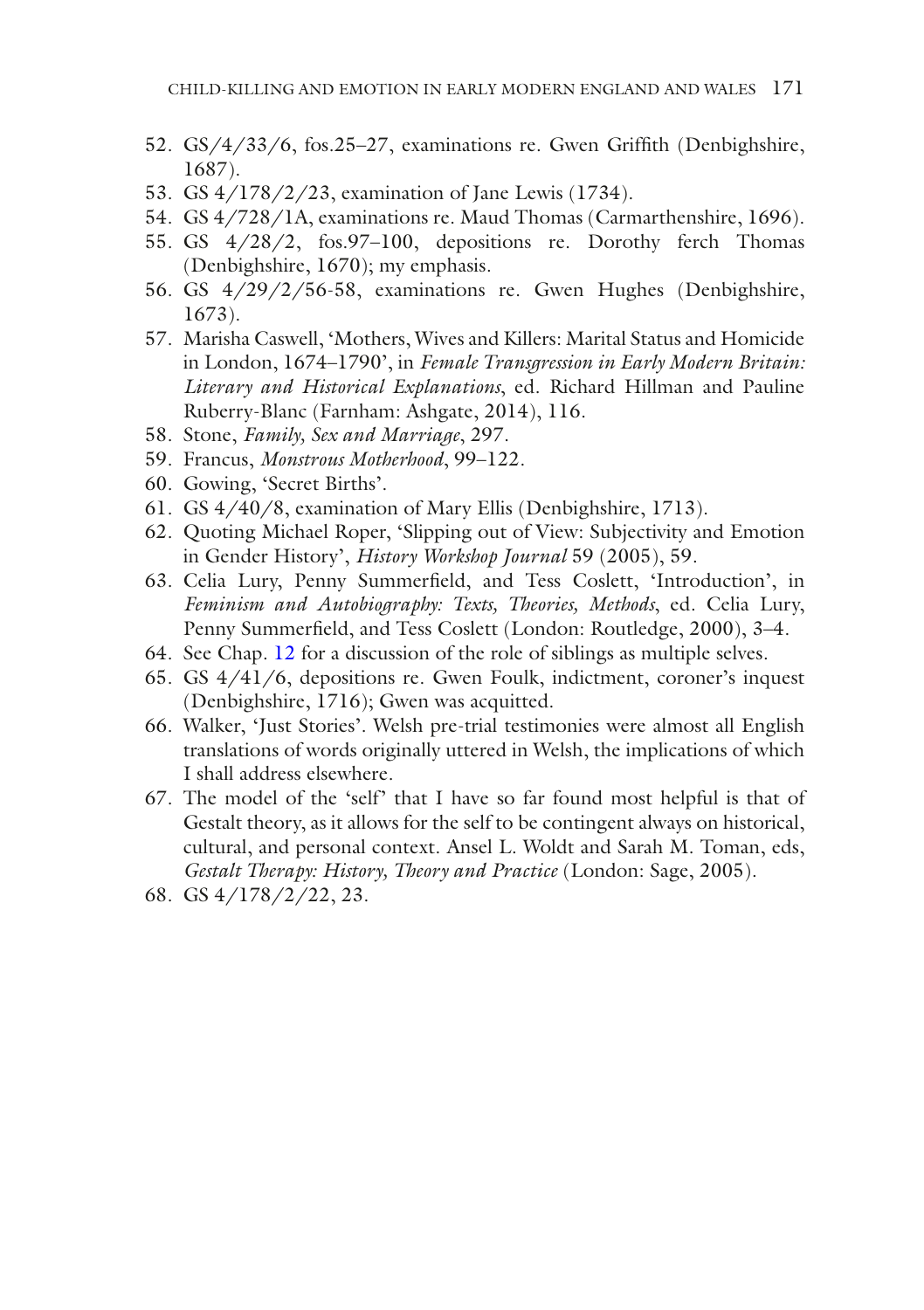52. GS/4/33/6, fos.25–27, examinations re. Gwen Griffith (Denbighshire, 1687).
53. GS 4/178/2/23, examination of Jane Lewis (1734).
54. GS 4/728/1A, examinations re. Maud Thomas (Carmarthenshire, 1696).
55. GS 4/28/2, fos.97–100, depositions re. Dorothy ferch Thomas (Denbighshire, 1670); my emphasis.
56. GS 4/29/2/56-58, examinations re. Gwen Hughes (Denbighshire, 1673).
57. Marisha Caswell, 'Mothers, Wives and Killers: Marital Status and Homicide in London, 1674–1790', in *Female Transgression in Early Modern Britain: Literary and Historical Explanations*, ed. Richard Hillman and Pauline Ruberry-Blanc (Farnham: Ashgate, 2014), 116.
58. Stone, *Family, Sex and Marriage*, 297.
59. Francus, *Monstrous Motherhood*, 99–122.
60. Gowing, 'Secret Births'.
61. GS 4/40/8, examination of Mary Ellis (Denbighshire, 1713).
62. Quoting Michael Roper, 'Slipping out of View: Subjectivity and Emotion in Gender History', *History Workshop Journal* 59 (2005), 59.
63. Celia Lury, Penny Summerfield, and Tess Coslett, 'Introduction', in *Feminism and Autobiography: Texts, Theories, Methods*, ed. Celia Lury, Penny Summerfield, and Tess Coslett (London: Routledge, 2000), 3–4.
64. See Chap. 12 for a discussion of the role of siblings as multiple selves.
65. GS 4/41/6, depositions re. Gwen Foulk, indictment, coroner's inquest (Denbighshire, 1716); Gwen was acquitted.
66. Walker, 'Just Stories'. Welsh pre-trial testimonies were almost all English translations of words originally uttered in Welsh, the implications of which I shall address elsewhere.
67. The model of the 'self' that I have so far found most helpful is that of Gestalt theory, as it allows for the self to be contingent always on historical, cultural, and personal context. Ansel L. Woldt and Sarah M. Toman, eds, *Gestalt Therapy: History, Theory and Practice* (London: Sage, 2005).
68. GS 4/178/2/22, 23.